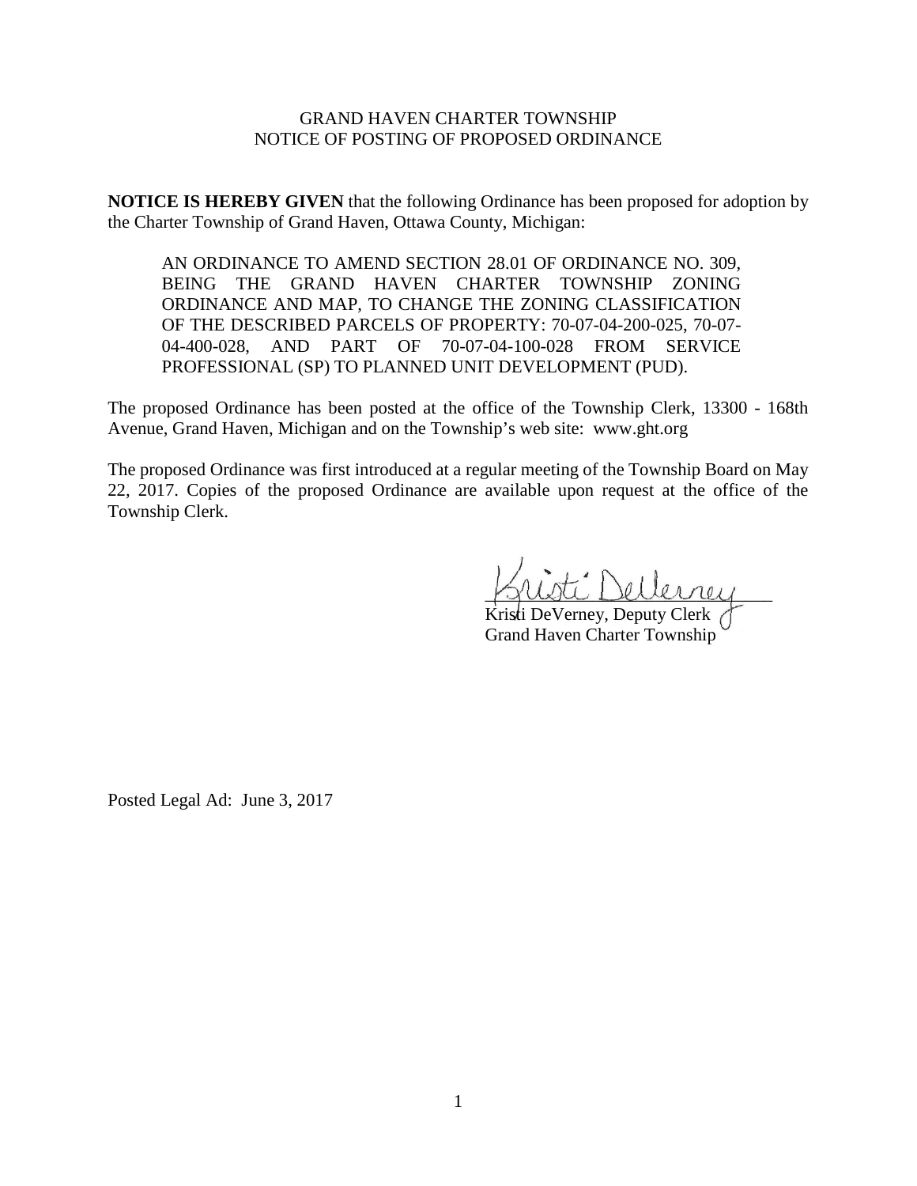# GRAND HAVEN CHARTER TOWNSHIP
## NOTICE OF POSTING OF PROPOSED ORDINANCE

**NOTICE IS HEREBY GIVEN** that the following Ordinance has been proposed for adoption by the Charter Township of Grand Haven, Ottawa County, Michigan:

> AN ORDINANCE TO AMEND SECTION 28.01 OF ORDINANCE NO. 309, BEING THE GRAND HAVEN CHARTER TOWNSHIP ZONING ORDINANCE AND MAP, TO CHANGE THE ZONING CLASSIFICATION OF THE DESCRIBED PARCELS OF PROPERTY: 70-07-04-200-025, 70-07-04-400-028, AND PART OF 70-07-04-100-028 FROM SERVICE PROFESSIONAL (SP) TO PLANNED UNIT DEVELOPMENT (PUD).

The proposed Ordinance has been posted at the office of the Township Clerk, 13300 - 168th Avenue, Grand Haven, Michigan and on the Township's web site: www.ght.org

The proposed Ordinance was first introduced at a regular meeting of the Township Board on May 22, 2017. Copies of the proposed Ordinance are available upon request at the office of the Township Clerk.

Kristi DeVerney, Deputy Clerk
Grand Haven Charter Township

Posted Legal Ad: June 3, 2017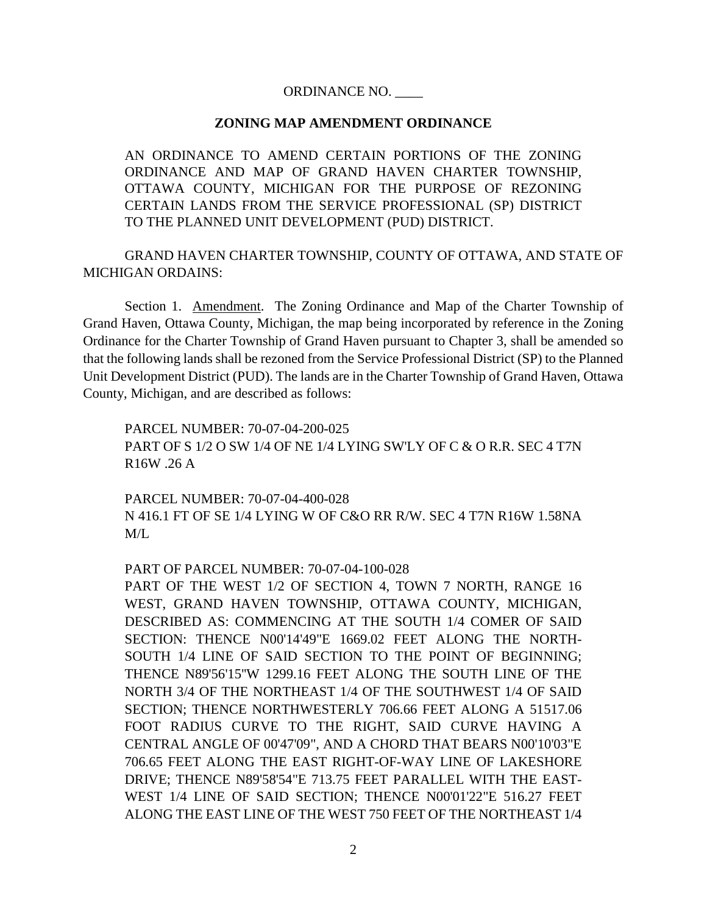ORDINANCE NO. ____

**ZONING MAP AMENDMENT ORDINANCE**

AN ORDINANCE TO AMEND CERTAIN PORTIONS OF THE ZONING ORDINANCE AND MAP OF GRAND HAVEN CHARTER TOWNSHIP, OTTAWA COUNTY, MICHIGAN FOR THE PURPOSE OF REZONING CERTAIN LANDS FROM THE SERVICE PROFESSIONAL (SP) DISTRICT TO THE PLANNED UNIT DEVELOPMENT (PUD) DISTRICT.

GRAND HAVEN CHARTER TOWNSHIP, COUNTY OF OTTAWA, AND STATE OF MICHIGAN ORDAINS:

Section 1. Amendment. The Zoning Ordinance and Map of the Charter Township of Grand Haven, Ottawa County, Michigan, the map being incorporated by reference in the Zoning Ordinance for the Charter Township of Grand Haven pursuant to Chapter 3, shall be amended so that the following lands shall be rezoned from the Service Professional District (SP) to the Planned Unit Development District (PUD). The lands are in the Charter Township of Grand Haven, Ottawa County, Michigan, and are described as follows:

PARCEL NUMBER: 70-07-04-200-025
PART OF S 1/2 O SW 1/4 OF NE 1/4 LYING SW'LY OF C & O R.R. SEC 4 T7N R16W .26 A

PARCEL NUMBER: 70-07-04-400-028
N 416.1 FT OF SE 1/4 LYING W OF C&O RR R/W. SEC 4 T7N R16W 1.58NA M/L

PART OF PARCEL NUMBER: 70-07-04-100-028
PART OF THE WEST 1/2 OF SECTION 4, TOWN 7 NORTH, RANGE 16 WEST, GRAND HAVEN TOWNSHIP, OTTAWA COUNTY, MICHIGAN, DESCRIBED AS: COMMENCING AT THE SOUTH 1/4 COMER OF SAID SECTION: THENCE N00'14'49"E 1669.02 FEET ALONG THE NORTH-SOUTH 1/4 LINE OF SAID SECTION TO THE POINT OF BEGINNING; THENCE N89'56'15"W 1299.16 FEET ALONG THE SOUTH LINE OF THE NORTH 3/4 OF THE NORTHEAST 1/4 OF THE SOUTHWEST 1/4 OF SAID SECTION; THENCE NORTHWESTERLY 706.66 FEET ALONG A 51517.06 FOOT RADIUS CURVE TO THE RIGHT, SAID CURVE HAVING A CENTRAL ANGLE OF 00'47'09", AND A CHORD THAT BEARS N00'10'03"E 706.65 FEET ALONG THE EAST RIGHT-OF-WAY LINE OF LAKESHORE DRIVE; THENCE N89'58'54"E 713.75 FEET PARALLEL WITH THE EAST-WEST 1/4 LINE OF SAID SECTION; THENCE N00'01'22"E 516.27 FEET ALONG THE EAST LINE OF THE WEST 750 FEET OF THE NORTHEAST 1/4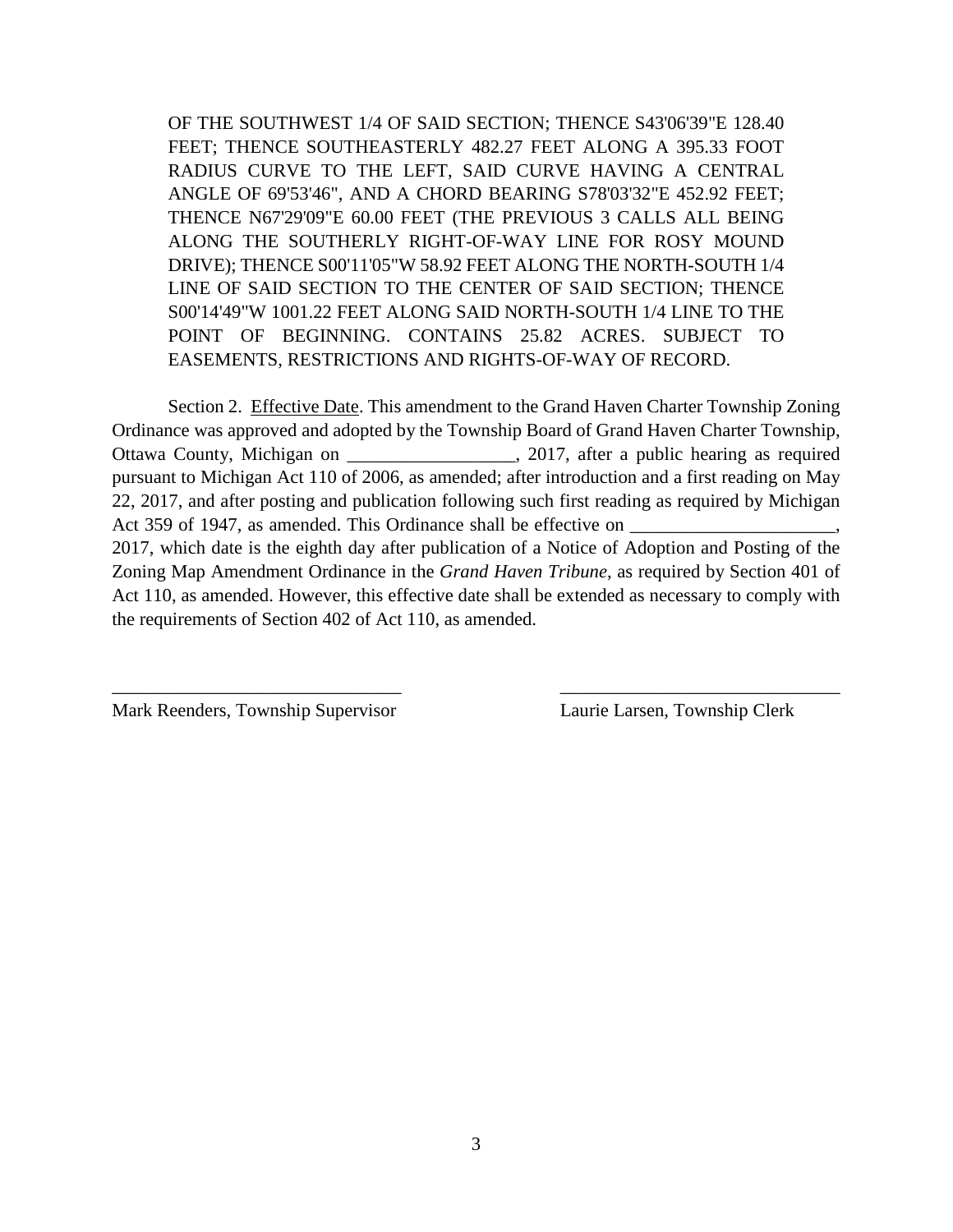OF THE SOUTHWEST 1/4 OF SAID SECTION; THENCE S43'06'39"E 128.40 FEET; THENCE SOUTHEASTERLY 482.27 FEET ALONG A 395.33 FOOT RADIUS CURVE TO THE LEFT, SAID CURVE HAVING A CENTRAL ANGLE OF 69'53'46", AND A CHORD BEARING S78'03'32"E 452.92 FEET; THENCE N67'29'09"E 60.00 FEET (THE PREVIOUS 3 CALLS ALL BEING ALONG THE SOUTHERLY RIGHT-OF-WAY LINE FOR ROSY MOUND DRIVE); THENCE S00'11'05"W 58.92 FEET ALONG THE NORTH-SOUTH 1/4 LINE OF SAID SECTION TO THE CENTER OF SAID SECTION; THENCE S00'14'49"W 1001.22 FEET ALONG SAID NORTH-SOUTH 1/4 LINE TO THE POINT OF BEGINNING. CONTAINS 25.82 ACRES. SUBJECT TO EASEMENTS, RESTRICTIONS AND RIGHTS-OF-WAY OF RECORD.

Section 2. Effective Date. This amendment to the Grand Haven Charter Township Zoning Ordinance was approved and adopted by the Township Board of Grand Haven Charter Township, Ottawa County, Michigan on __________________, 2017, after a public hearing as required pursuant to Michigan Act 110 of 2006, as amended; after introduction and a first reading on May 22, 2017, and after posting and publication following such first reading as required by Michigan Act 359 of 1947, as amended. This Ordinance shall be effective on ______________________, 2017, which date is the eighth day after publication of a Notice of Adoption and Posting of the Zoning Map Amendment Ordinance in the *Grand Haven Tribune*, as required by Section 401 of Act 110, as amended. However, this effective date shall be extended as necessary to comply with the requirements of Section 402 of Act 110, as amended.

_______________________________
Mark Reenders, Township Supervisor

_______________________________
Laurie Larsen, Township Clerk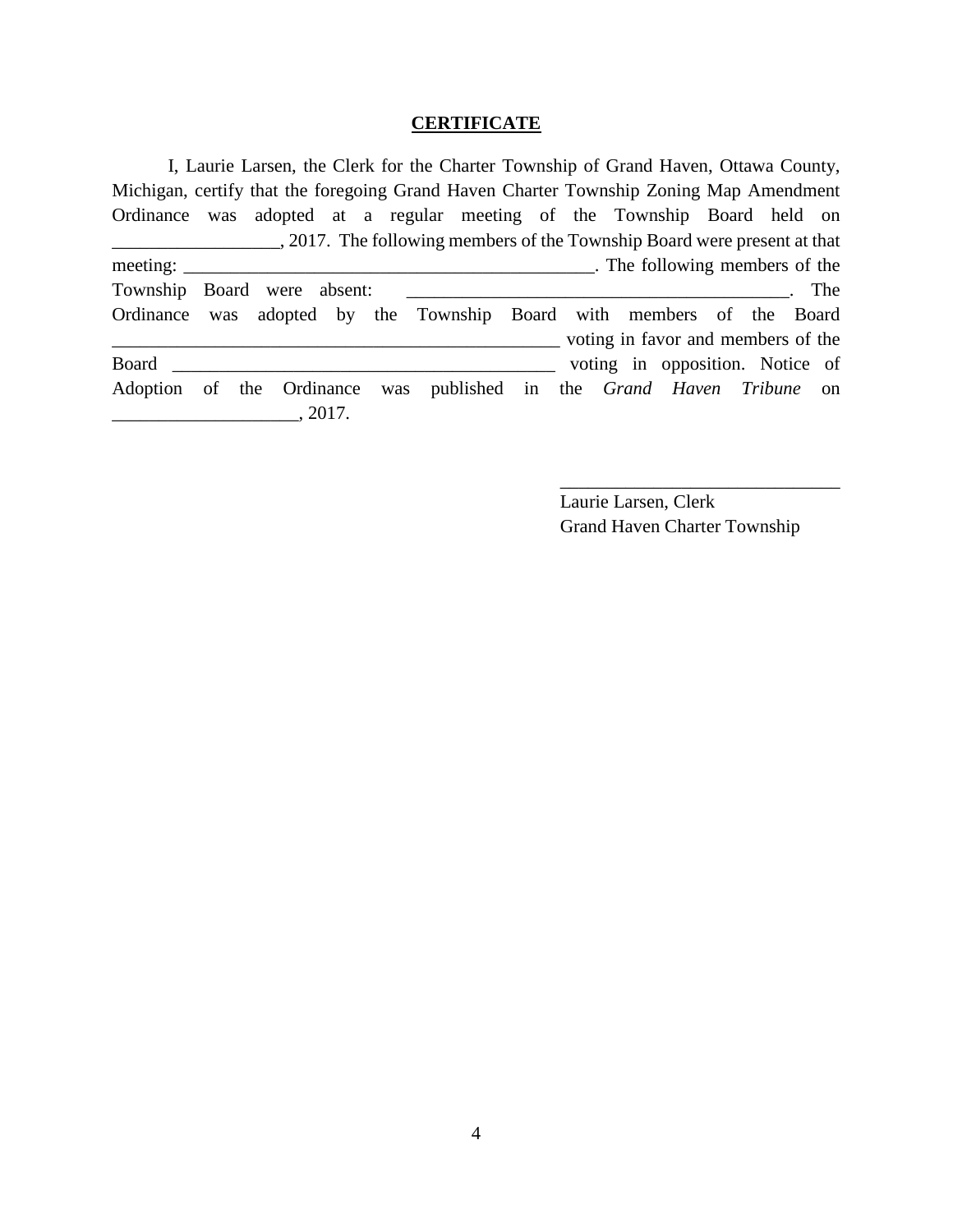**CERTIFICATE**

I, Laurie Larsen, the Clerk for the Charter Township of Grand Haven, Ottawa County, Michigan, certify that the foregoing Grand Haven Charter Township Zoning Map Amendment Ordinance was adopted at a regular meeting of the Township Board held on __________________, 2017. The following members of the Township Board were present at that meeting: ______________________________________________. The following members of the Township Board were absent: __________________________________________. The Ordinance was adopted by the Township Board with members of the Board __________________________________________________ voting in favor and members of the Board __________________________________________ voting in opposition. Notice of Adoption of the Ordinance was published in the *Grand Haven Tribune* on ____________________, 2017.

_______________________________
Laurie Larsen, Clerk
Grand Haven Charter Township